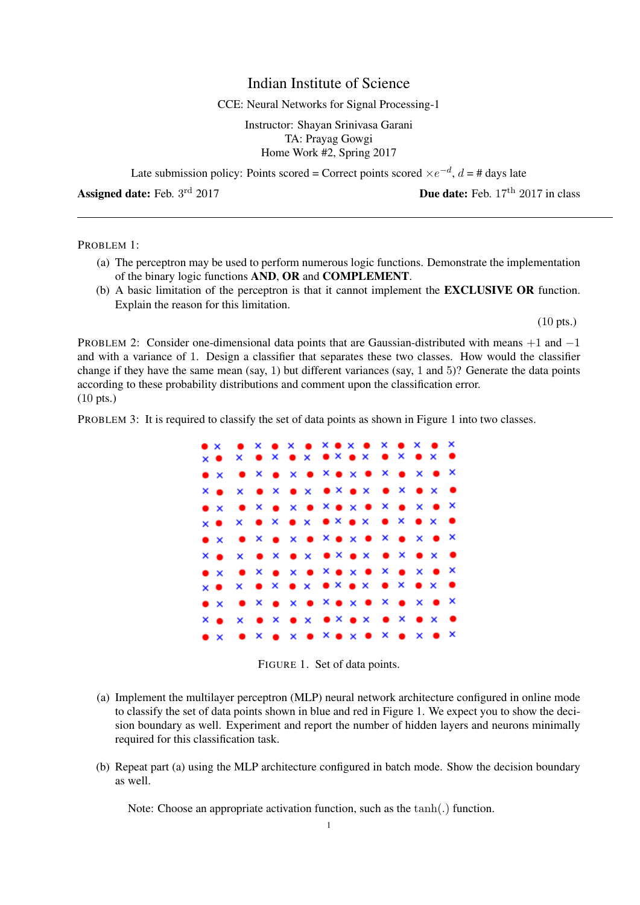# Indian Institute of Science

CCE: Neural Networks for Signal Processing-1

Instructor: Shayan Srinivasa Garani
TA: Prayag Gowgi
Home Work #2, Spring 2017

Late submission policy: Points scored = Correct points scored $\times e^{-d}$, $d$ = # days late

**Assigned date:** Feb. 3rd 2017 **Due date:** Feb. 17th 2017 in class

---

PROBLEM 1:

(a) The perceptron may be used to perform numerous logic functions. Demonstrate the implementation of the binary logic functions **AND**, **OR** and **COMPLEMENT**.

(b) A basic limitation of the perceptron is that it cannot implement the **EXCLUSIVE OR** function. Explain the reason for this limitation.

(10 pts.)

PROBLEM 2: Consider one-dimensional data points that are Gaussian-distributed with means $+1$ and $-1$ and with a variance of 1. Design a classifier that separates these two classes. How would the classifier change if they have the same mean (say, 1) but different variances (say, 1 and 5)? Generate the data points according to these probability distributions and comment upon the classification error.
(10 pts.)

PROBLEM 3: It is required to classify the set of data points as shown in Figure 1 into two classes.

FIGURE 1. Set of data points.

(a) Implement the multilayer perceptron (MLP) neural network architecture configured in online mode to classify the set of data points shown in blue and red in Figure 1. We expect you to show the decision boundary as well. Experiment and report the number of hidden layers and neurons minimally required for this classification task.

(b) Repeat part (a) using the MLP architecture configured in batch mode. Show the decision boundary as well.

Note: Choose an appropriate activation function, such as the $\tanh(.)$ function.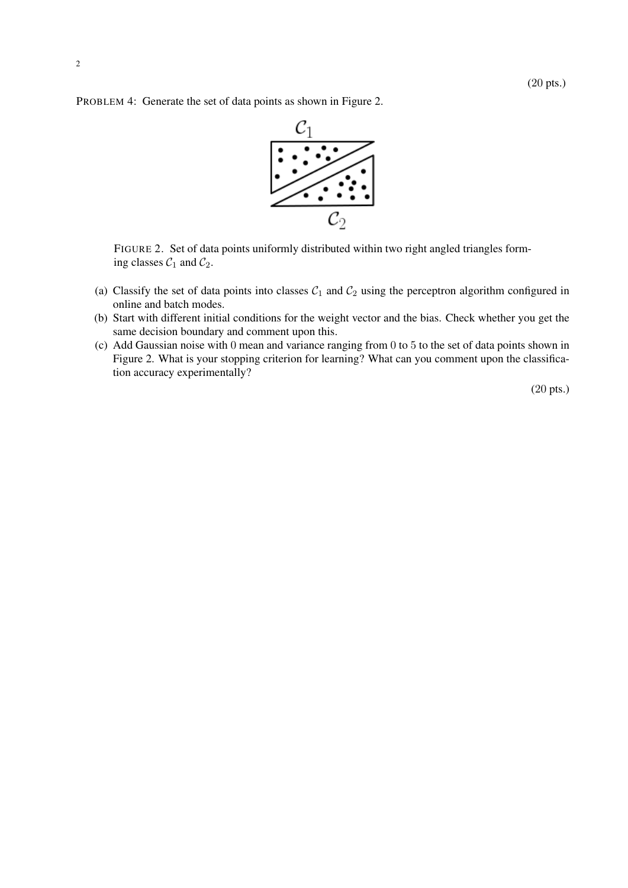(20 pts.)

PROBLEM 4: Generate the set of data points as shown in Figure 2.

$\mathcal{C}_1$

$\mathcal{C}_2$

FIGURE 2. Set of data points uniformly distributed within two right angled triangles forming classes $\mathcal{C}_1$ and $\mathcal{C}_2$.

(a) Classify the set of data points into classes $\mathcal{C}_1$ and $\mathcal{C}_2$ using the perceptron algorithm configured in online and batch modes.
(b) Start with different initial conditions for the weight vector and the bias. Check whether you get the same decision boundary and comment upon this.
(c) Add Gaussian noise with 0 mean and variance ranging from 0 to 5 to the set of data points shown in Figure 2. What is your stopping criterion for learning? What can you comment upon the classification accuracy experimentally?

(20 pts.)